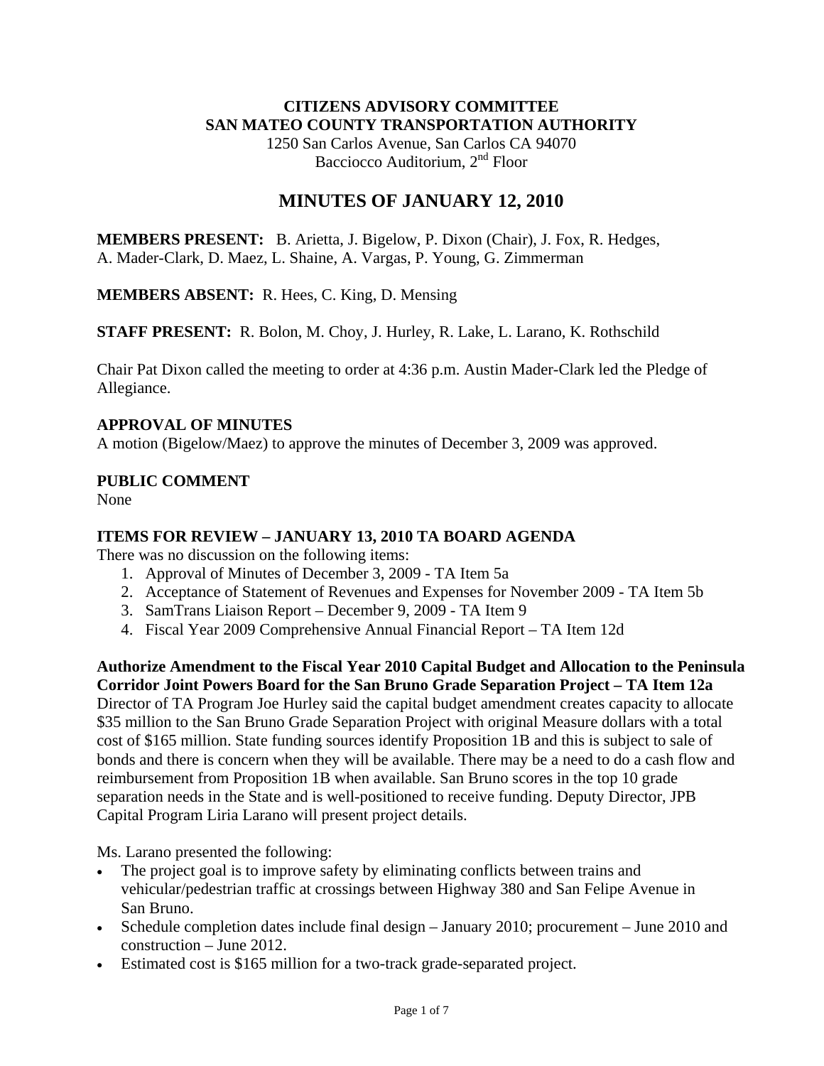**CITIZENS ADVISORY COMMITTEE**
**SAN MATEO COUNTY TRANSPORTATION AUTHORITY**
1250 San Carlos Avenue, San Carlos CA 94070
Bacciocco Auditorium, 2nd Floor

# MINUTES OF JANUARY 12, 2010

**MEMBERS PRESENT:** B. Arietta, J. Bigelow, P. Dixon (Chair), J. Fox, R. Hedges, A. Mader-Clark, D. Maez, L. Shaine, A. Vargas, P. Young, G. Zimmerman

**MEMBERS ABSENT:** R. Hees, C. King, D. Mensing

**STAFF PRESENT:** R. Bolon, M. Choy, J. Hurley, R. Lake, L. Larano, K. Rothschild

Chair Pat Dixon called the meeting to order at 4:36 p.m. Austin Mader-Clark led the Pledge of Allegiance.

**APPROVAL OF MINUTES**

A motion (Bigelow/Maez) to approve the minutes of December 3, 2009 was approved.

**PUBLIC COMMENT**

None

**ITEMS FOR REVIEW – JANUARY 13, 2010 TA BOARD AGENDA**

There was no discussion on the following items:

1. Approval of Minutes of December 3, 2009 - TA Item 5a
2. Acceptance of Statement of Revenues and Expenses for November 2009 - TA Item 5b
3. SamTrans Liaison Report – December 9, 2009 - TA Item 9
4. Fiscal Year 2009 Comprehensive Annual Financial Report – TA Item 12d

**Authorize Amendment to the Fiscal Year 2010 Capital Budget and Allocation to the Peninsula Corridor Joint Powers Board for the San Bruno Grade Separation Project – TA Item 12a**

Director of TA Program Joe Hurley said the capital budget amendment creates capacity to allocate \$35 million to the San Bruno Grade Separation Project with original Measure dollars with a total cost of \$165 million. State funding sources identify Proposition 1B and this is subject to sale of bonds and there is concern when they will be available. There may be a need to do a cash flow and reimbursement from Proposition 1B when available. San Bruno scores in the top 10 grade separation needs in the State and is well-positioned to receive funding. Deputy Director, JPB Capital Program Liria Larano will present project details.

Ms. Larano presented the following:

- The project goal is to improve safety by eliminating conflicts between trains and vehicular/pedestrian traffic at crossings between Highway 380 and San Felipe Avenue in San Bruno.
- Schedule completion dates include final design – January 2010; procurement – June 2010 and construction – June 2012.
- Estimated cost is \$165 million for a two-track grade-separated project.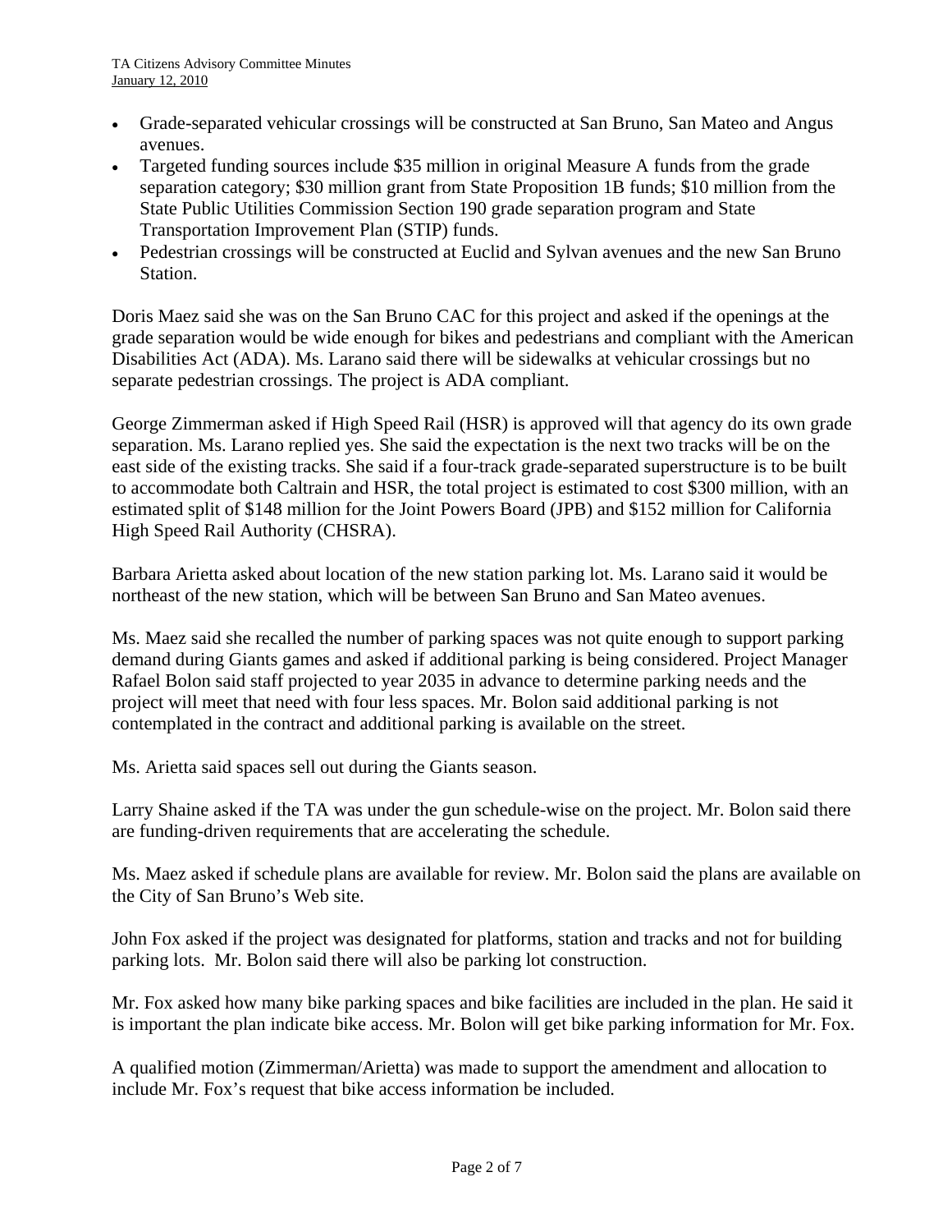- Grade-separated vehicular crossings will be constructed at San Bruno, San Mateo and Angus avenues.
- Targeted funding sources include $35 million in original Measure A funds from the grade separation category; $30 million grant from State Proposition 1B funds; $10 million from the State Public Utilities Commission Section 190 grade separation program and State Transportation Improvement Plan (STIP) funds.
- Pedestrian crossings will be constructed at Euclid and Sylvan avenues and the new San Bruno Station.

Doris Maez said she was on the San Bruno CAC for this project and asked if the openings at the grade separation would be wide enough for bikes and pedestrians and compliant with the American Disabilities Act (ADA). Ms. Larano said there will be sidewalks at vehicular crossings but no separate pedestrian crossings. The project is ADA compliant.

George Zimmerman asked if High Speed Rail (HSR) is approved will that agency do its own grade separation. Ms. Larano replied yes. She said the expectation is the next two tracks will be on the east side of the existing tracks. She said if a four-track grade-separated superstructure is to be built to accommodate both Caltrain and HSR, the total project is estimated to cost $300 million, with an estimated split of $148 million for the Joint Powers Board (JPB) and $152 million for California High Speed Rail Authority (CHSRA).

Barbara Arietta asked about location of the new station parking lot. Ms. Larano said it would be northeast of the new station, which will be between San Bruno and San Mateo avenues.

Ms. Maez said she recalled the number of parking spaces was not quite enough to support parking demand during Giants games and asked if additional parking is being considered. Project Manager Rafael Bolon said staff projected to year 2035 in advance to determine parking needs and the project will meet that need with four less spaces. Mr. Bolon said additional parking is not contemplated in the contract and additional parking is available on the street.

Ms. Arietta said spaces sell out during the Giants season.

Larry Shaine asked if the TA was under the gun schedule-wise on the project. Mr. Bolon said there are funding-driven requirements that are accelerating the schedule.

Ms. Maez asked if schedule plans are available for review. Mr. Bolon said the plans are available on the City of San Bruno's Web site.

John Fox asked if the project was designated for platforms, station and tracks and not for building parking lots. Mr. Bolon said there will also be parking lot construction.

Mr. Fox asked how many bike parking spaces and bike facilities are included in the plan. He said it is important the plan indicate bike access. Mr. Bolon will get bike parking information for Mr. Fox.

A qualified motion (Zimmerman/Arietta) was made to support the amendment and allocation to include Mr. Fox's request that bike access information be included.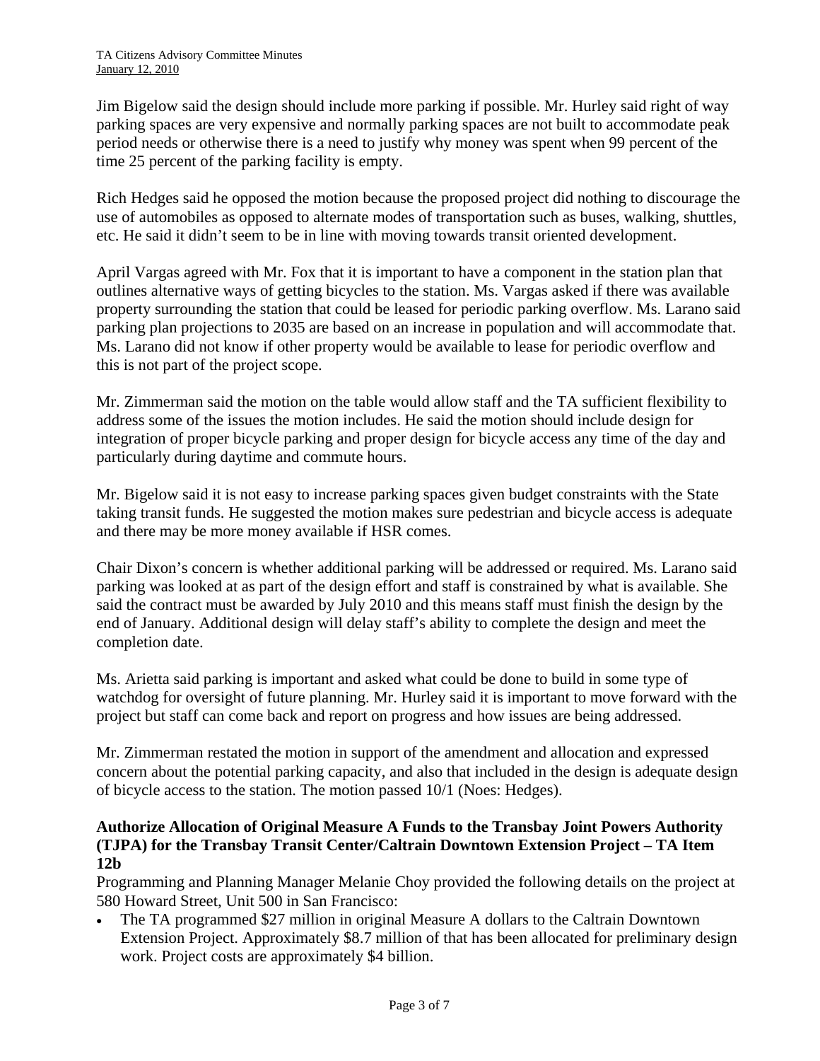Jim Bigelow said the design should include more parking if possible. Mr. Hurley said right of way parking spaces are very expensive and normally parking spaces are not built to accommodate peak period needs or otherwise there is a need to justify why money was spent when 99 percent of the time 25 percent of the parking facility is empty.

Rich Hedges said he opposed the motion because the proposed project did nothing to discourage the use of automobiles as opposed to alternate modes of transportation such as buses, walking, shuttles, etc. He said it didn't seem to be in line with moving towards transit oriented development.

April Vargas agreed with Mr. Fox that it is important to have a component in the station plan that outlines alternative ways of getting bicycles to the station. Ms. Vargas asked if there was available property surrounding the station that could be leased for periodic parking overflow. Ms. Larano said parking plan projections to 2035 are based on an increase in population and will accommodate that. Ms. Larano did not know if other property would be available to lease for periodic overflow and this is not part of the project scope.

Mr. Zimmerman said the motion on the table would allow staff and the TA sufficient flexibility to address some of the issues the motion includes. He said the motion should include design for integration of proper bicycle parking and proper design for bicycle access any time of the day and particularly during daytime and commute hours.

Mr. Bigelow said it is not easy to increase parking spaces given budget constraints with the State taking transit funds. He suggested the motion makes sure pedestrian and bicycle access is adequate and there may be more money available if HSR comes.

Chair Dixon's concern is whether additional parking will be addressed or required. Ms. Larano said parking was looked at as part of the design effort and staff is constrained by what is available. She said the contract must be awarded by July 2010 and this means staff must finish the design by the end of January. Additional design will delay staff's ability to complete the design and meet the completion date.

Ms. Arietta said parking is important and asked what could be done to build in some type of watchdog for oversight of future planning. Mr. Hurley said it is important to move forward with the project but staff can come back and report on progress and how issues are being addressed.

Mr. Zimmerman restated the motion in support of the amendment and allocation and expressed concern about the potential parking capacity, and also that included in the design is adequate design of bicycle access to the station. The motion passed 10/1 (Noes: Hedges).

**Authorize Allocation of Original Measure A Funds to the Transbay Joint Powers Authority (TJPA) for the Transbay Transit Center/Caltrain Downtown Extension Project – TA Item 12b**

Programming and Planning Manager Melanie Choy provided the following details on the project at 580 Howard Street, Unit 500 in San Francisco:

- The TA programmed $27 million in original Measure A dollars to the Caltrain Downtown Extension Project. Approximately $8.7 million of that has been allocated for preliminary design work. Project costs are approximately $4 billion.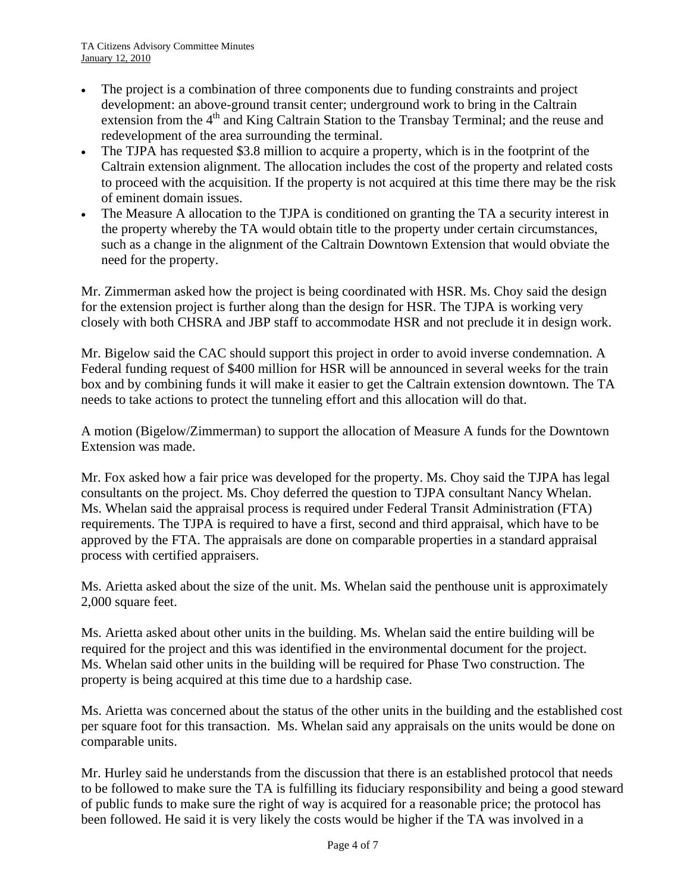- The project is a combination of three components due to funding constraints and project development: an above-ground transit center; underground work to bring in the Caltrain extension from the 4th and King Caltrain Station to the Transbay Terminal; and the reuse and redevelopment of the area surrounding the terminal.
- The TJPA has requested $3.8 million to acquire a property, which is in the footprint of the Caltrain extension alignment. The allocation includes the cost of the property and related costs to proceed with the acquisition. If the property is not acquired at this time there may be the risk of eminent domain issues.
- The Measure A allocation to the TJPA is conditioned on granting the TA a security interest in the property whereby the TA would obtain title to the property under certain circumstances, such as a change in the alignment of the Caltrain Downtown Extension that would obviate the need for the property.

Mr. Zimmerman asked how the project is being coordinated with HSR. Ms. Choy said the design for the extension project is further along than the design for HSR. The TJPA is working very closely with both CHSRA and JBP staff to accommodate HSR and not preclude it in design work.

Mr. Bigelow said the CAC should support this project in order to avoid inverse condemnation. A Federal funding request of $400 million for HSR will be announced in several weeks for the train box and by combining funds it will make it easier to get the Caltrain extension downtown. The TA needs to take actions to protect the tunneling effort and this allocation will do that.

A motion (Bigelow/Zimmerman) to support the allocation of Measure A funds for the Downtown Extension was made.

Mr. Fox asked how a fair price was developed for the property. Ms. Choy said the TJPA has legal consultants on the project. Ms. Choy deferred the question to TJPA consultant Nancy Whelan. Ms. Whelan said the appraisal process is required under Federal Transit Administration (FTA) requirements. The TJPA is required to have a first, second and third appraisal, which have to be approved by the FTA. The appraisals are done on comparable properties in a standard appraisal process with certified appraisers.

Ms. Arietta asked about the size of the unit. Ms. Whelan said the penthouse unit is approximately 2,000 square feet.

Ms. Arietta asked about other units in the building. Ms. Whelan said the entire building will be required for the project and this was identified in the environmental document for the project. Ms. Whelan said other units in the building will be required for Phase Two construction. The property is being acquired at this time due to a hardship case.

Ms. Arietta was concerned about the status of the other units in the building and the established cost per square foot for this transaction. Ms. Whelan said any appraisals on the units would be done on comparable units.

Mr. Hurley said he understands from the discussion that there is an established protocol that needs to be followed to make sure the TA is fulfilling its fiduciary responsibility and being a good steward of public funds to make sure the right of way is acquired for a reasonable price; the protocol has been followed. He said it is very likely the costs would be higher if the TA was involved in a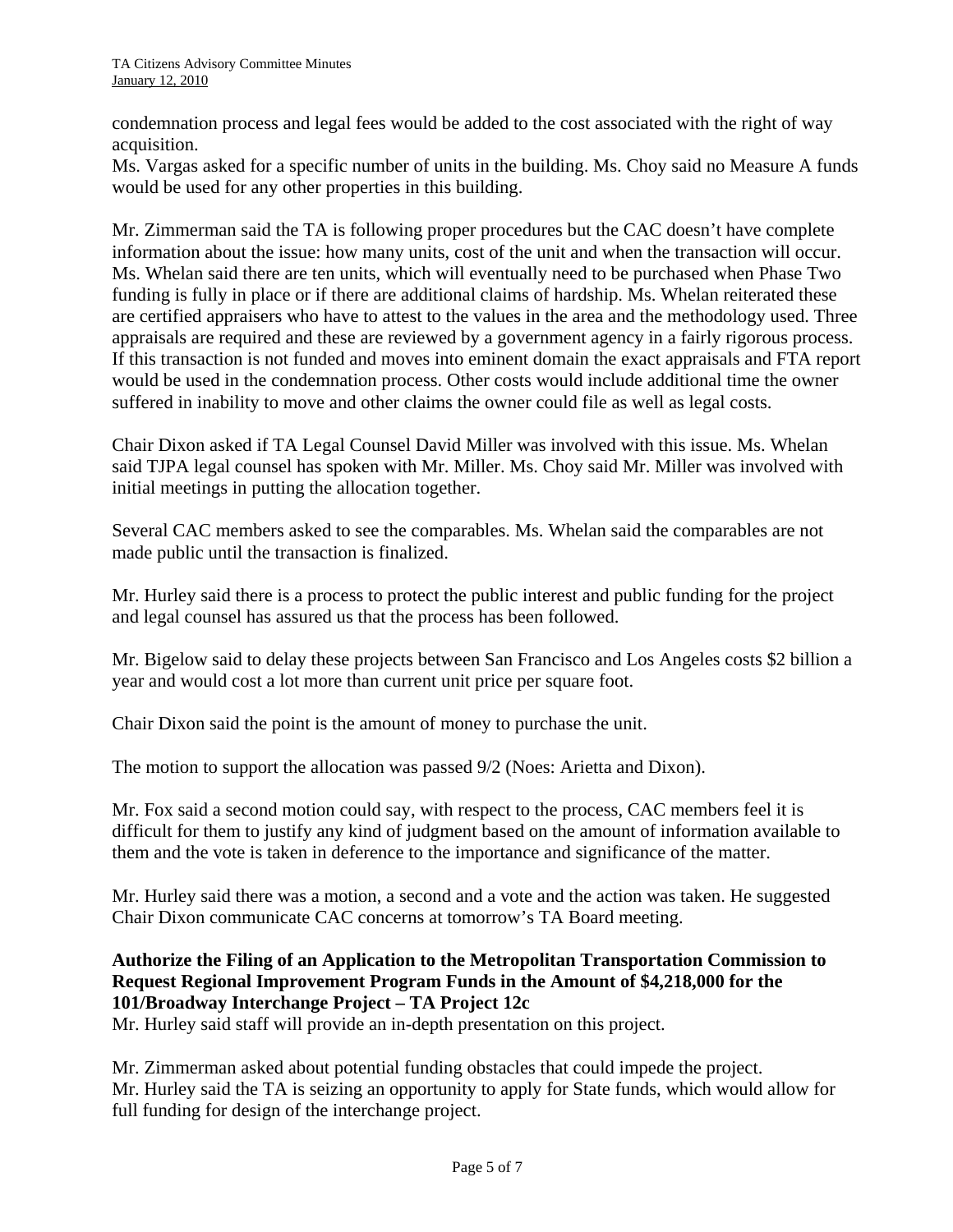condemnation process and legal fees would be added to the cost associated with the right of way acquisition.

Ms. Vargas asked for a specific number of units in the building. Ms. Choy said no Measure A funds would be used for any other properties in this building.

Mr. Zimmerman said the TA is following proper procedures but the CAC doesn't have complete information about the issue: how many units, cost of the unit and when the transaction will occur. Ms. Whelan said there are ten units, which will eventually need to be purchased when Phase Two funding is fully in place or if there are additional claims of hardship. Ms. Whelan reiterated these are certified appraisers who have to attest to the values in the area and the methodology used. Three appraisals are required and these are reviewed by a government agency in a fairly rigorous process. If this transaction is not funded and moves into eminent domain the exact appraisals and FTA report would be used in the condemnation process. Other costs would include additional time the owner suffered in inability to move and other claims the owner could file as well as legal costs.

Chair Dixon asked if TA Legal Counsel David Miller was involved with this issue. Ms. Whelan said TJPA legal counsel has spoken with Mr. Miller. Ms. Choy said Mr. Miller was involved with initial meetings in putting the allocation together.

Several CAC members asked to see the comparables. Ms. Whelan said the comparables are not made public until the transaction is finalized.

Mr. Hurley said there is a process to protect the public interest and public funding for the project and legal counsel has assured us that the process has been followed.

Mr. Bigelow said to delay these projects between San Francisco and Los Angeles costs $2 billion a year and would cost a lot more than current unit price per square foot.

Chair Dixon said the point is the amount of money to purchase the unit.

The motion to support the allocation was passed 9/2 (Noes: Arietta and Dixon).

Mr. Fox said a second motion could say, with respect to the process, CAC members feel it is difficult for them to justify any kind of judgment based on the amount of information available to them and the vote is taken in deference to the importance and significance of the matter.

Mr. Hurley said there was a motion, a second and a vote and the action was taken. He suggested Chair Dixon communicate CAC concerns at tomorrow's TA Board meeting.

**Authorize the Filing of an Application to the Metropolitan Transportation Commission to Request Regional Improvement Program Funds in the Amount of $4,218,000 for the 101/Broadway Interchange Project – TA Project 12c**

Mr. Hurley said staff will provide an in-depth presentation on this project.

Mr. Zimmerman asked about potential funding obstacles that could impede the project.

Mr. Hurley said the TA is seizing an opportunity to apply for State funds, which would allow for full funding for design of the interchange project.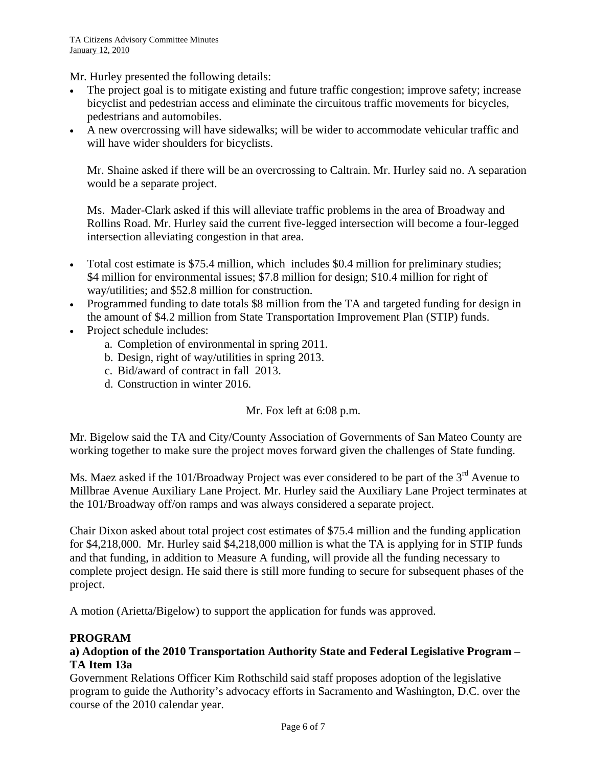Mr. Hurley presented the following details:

- The project goal is to mitigate existing and future traffic congestion; improve safety; increase bicyclist and pedestrian access and eliminate the circuitous traffic movements for bicycles, pedestrians and automobiles.
- A new overcrossing will have sidewalks; will be wider to accommodate vehicular traffic and will have wider shoulders for bicyclists.

  Mr. Shaine asked if there will be an overcrossing to Caltrain. Mr. Hurley said no. A separation would be a separate project.

  Ms. Mader-Clark asked if this will alleviate traffic problems in the area of Broadway and Rollins Road. Mr. Hurley said the current five-legged intersection will become a four-legged intersection alleviating congestion in that area.

- Total cost estimate is $75.4 million, which includes $0.4 million for preliminary studies; $4 million for environmental issues; $7.8 million for design; $10.4 million for right of way/utilities; and $52.8 million for construction.
- Programmed funding to date totals $8 million from the TA and targeted funding for design in the amount of $4.2 million from State Transportation Improvement Plan (STIP) funds.
- Project schedule includes:
  a. Completion of environmental in spring 2011.
  b. Design, right of way/utilities in spring 2013.
  c. Bid/award of contract in fall 2013.
  d. Construction in winter 2016.

Mr. Fox left at 6:08 p.m.

Mr. Bigelow said the TA and City/County Association of Governments of San Mateo County are working together to make sure the project moves forward given the challenges of State funding.

Ms. Maez asked if the 101/Broadway Project was ever considered to be part of the 3rd Avenue to Millbrae Avenue Auxiliary Lane Project. Mr. Hurley said the Auxiliary Lane Project terminates at the 101/Broadway off/on ramps and was always considered a separate project.

Chair Dixon asked about total project cost estimates of $75.4 million and the funding application for $4,218,000. Mr. Hurley said $4,218,000 million is what the TA is applying for in STIP funds and that funding, in addition to Measure A funding, will provide all the funding necessary to complete project design. He said there is still more funding to secure for subsequent phases of the project.

A motion (Arietta/Bigelow) to support the application for funds was approved.

**PROGRAM**

**a) Adoption of the 2010 Transportation Authority State and Federal Legislative Program – TA Item 13a**

Government Relations Officer Kim Rothschild said staff proposes adoption of the legislative program to guide the Authority's advocacy efforts in Sacramento and Washington, D.C. over the course of the 2010 calendar year.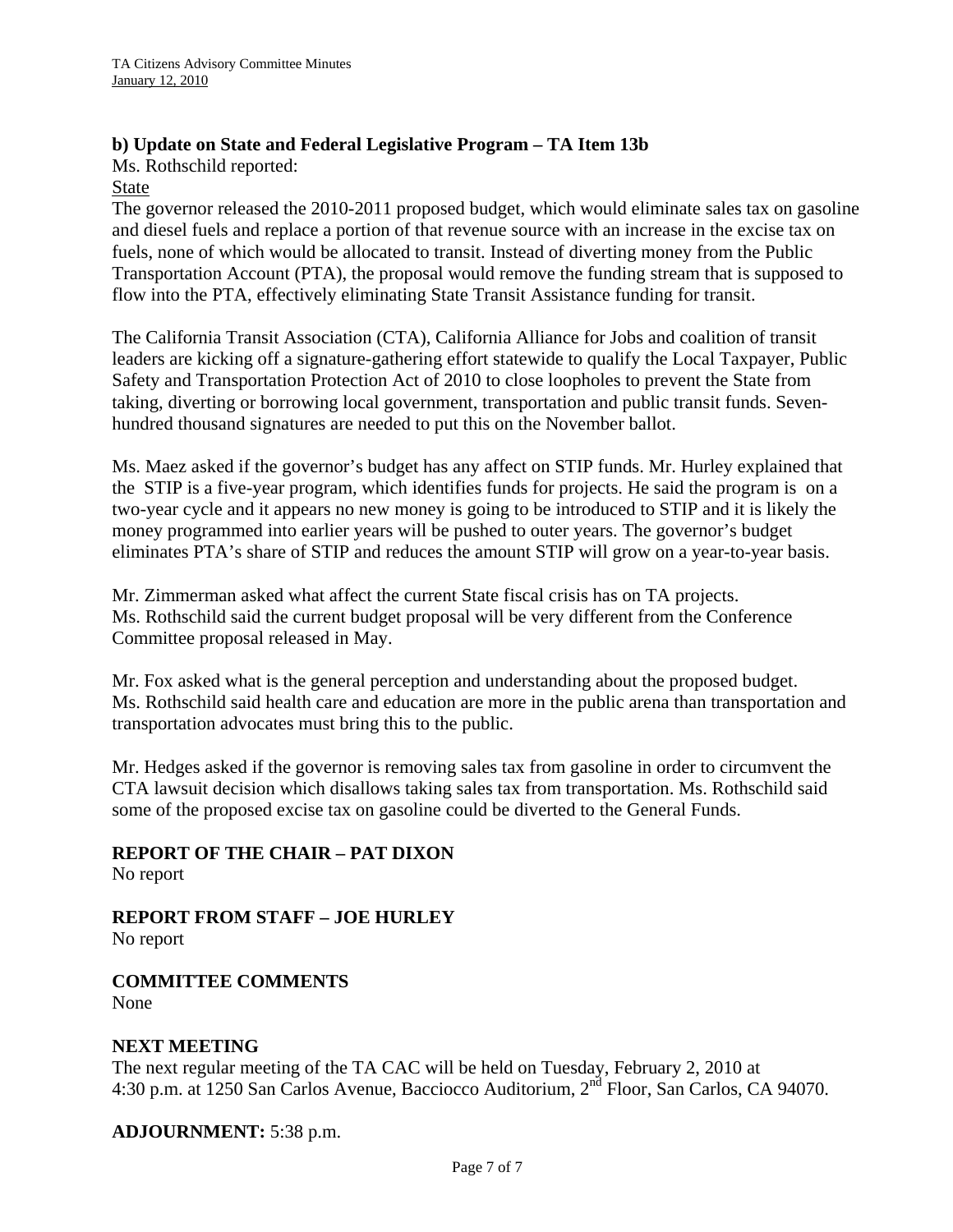**b) Update on State and Federal Legislative Program – TA Item 13b**

Ms. Rothschild reported:

State

The governor released the 2010-2011 proposed budget, which would eliminate sales tax on gasoline and diesel fuels and replace a portion of that revenue source with an increase in the excise tax on fuels, none of which would be allocated to transit. Instead of diverting money from the Public Transportation Account (PTA), the proposal would remove the funding stream that is supposed to flow into the PTA, effectively eliminating State Transit Assistance funding for transit.

The California Transit Association (CTA), California Alliance for Jobs and coalition of transit leaders are kicking off a signature-gathering effort statewide to qualify the Local Taxpayer, Public Safety and Transportation Protection Act of 2010 to close loopholes to prevent the State from taking, diverting or borrowing local government, transportation and public transit funds. Seven-hundred thousand signatures are needed to put this on the November ballot.

Ms. Maez asked if the governor's budget has any affect on STIP funds. Mr. Hurley explained that the STIP is a five-year program, which identifies funds for projects. He said the program is on a two-year cycle and it appears no new money is going to be introduced to STIP and it is likely the money programmed into earlier years will be pushed to outer years. The governor's budget eliminates PTA's share of STIP and reduces the amount STIP will grow on a year-to-year basis.

Mr. Zimmerman asked what affect the current State fiscal crisis has on TA projects. Ms. Rothschild said the current budget proposal will be very different from the Conference Committee proposal released in May.

Mr. Fox asked what is the general perception and understanding about the proposed budget. Ms. Rothschild said health care and education are more in the public arena than transportation and transportation advocates must bring this to the public.

Mr. Hedges asked if the governor is removing sales tax from gasoline in order to circumvent the CTA lawsuit decision which disallows taking sales tax from transportation. Ms. Rothschild said some of the proposed excise tax on gasoline could be diverted to the General Funds.

**REPORT OF THE CHAIR – PAT DIXON**

No report

**REPORT FROM STAFF – JOE HURLEY**

No report

**COMMITTEE COMMENTS**

None

**NEXT MEETING**

The next regular meeting of the TA CAC will be held on Tuesday, February 2, 2010 at 4:30 p.m. at 1250 San Carlos Avenue, Bacciocco Auditorium, 2nd Floor, San Carlos, CA 94070.

**ADJOURNMENT:** 5:38 p.m.